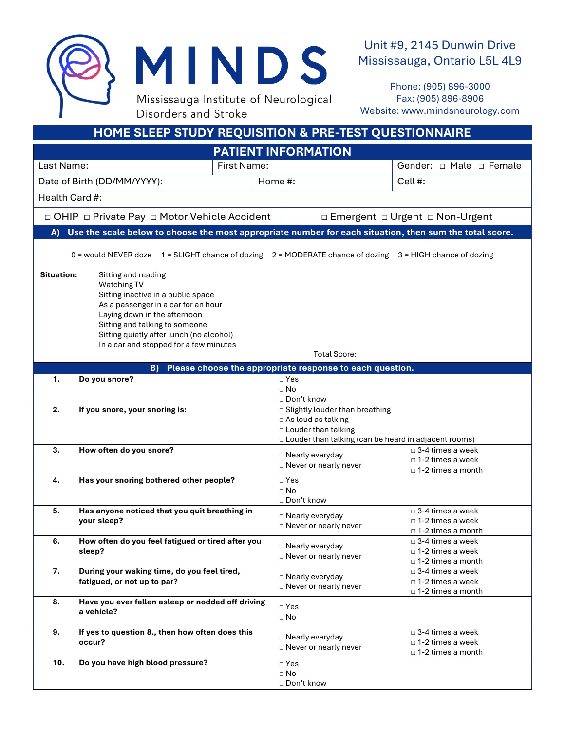# MINDS

Mississauga Institute of Neurological Disorders and Stroke

Unit #9, 2145 Dunwin Drive
Mississauga, Ontario L5L 4L9

Phone: (905) 896-3000
Fax: (905) 896-8906
Website: www.mindsneurology.com

## HOME SLEEP STUDY REQUISITION & PRE-TEST QUESTIONNAIRE

### PATIENT INFORMATION

| Last Name: | First Name: | Gender: □ Male □ Female |
|---|---|---|
| Date of Birth (DD/MM/YYYY): | Home #: | Cell #: |
| Health Card #: | | |
| □ OHIP □ Private Pay □ Motor Vehicle Accident | □ Emergent □ Urgent □ Non-Urgent | |

### A) Use the scale below to choose the most appropriate number for each situation, then sum the total score.

0 = would NEVER doze 1 = SLIGHT chance of dozing 2 = MODERATE chance of dozing 3 = HIGH chance of dozing

**Situation:**

- Sitting and reading
- Watching TV
- Sitting inactive in a public space
- As a passenger in a car for an hour
- Laying down in the afternoon
- Sitting and talking to someone
- Sitting quietly after lunch (no alcohol)
- In a car and stopped for a few minutes

Total Score:

### B) Please choose the appropriate response to each question.

| # | Question | Response | |
|---|---|---|---|
| **1.** | **Do you snore?** | □ Yes<br>□ No<br>□ Don't know | |
| **2.** | **If you snore, your snoring is:** | □ Slightly louder than breathing<br>□ As loud as talking<br>□ Louder than talking<br>□ Louder than talking (can be heard in adjacent rooms) | |
| **3.** | **How often do you snore?** | □ Nearly everyday<br>□ Never or nearly never | □ 3-4 times a week<br>□ 1-2 times a week<br>□ 1-2 times a month |
| **4.** | **Has your snoring bothered other people?** | □ Yes<br>□ No<br>□ Don't know | |
| **5.** | **Has anyone noticed that you quit breathing in your sleep?** | □ Nearly everyday<br>□ Never or nearly never | □ 3-4 times a week<br>□ 1-2 times a week<br>□ 1-2 times a month |
| **6.** | **How often do you feel fatigued or tired after you sleep?** | □ Nearly everyday<br>□ Never or nearly never | □ 3-4 times a week<br>□ 1-2 times a week<br>□ 1-2 times a month |
| **7.** | **During your waking time, do you feel tired, fatigued, or not up to par?** | □ Nearly everyday<br>□ Never or nearly never | □ 3-4 times a week<br>□ 1-2 times a week<br>□ 1-2 times a month |
| **8.** | **Have you ever fallen asleep or nodded off driving a vehicle?** | □ Yes<br>□ No | |
| **9.** | **If yes to question 8., then how often does this occur?** | □ Nearly everyday<br>□ Never or nearly never | □ 3-4 times a week<br>□ 1-2 times a week<br>□ 1-2 times a month |
| **10.** | **Do you have high blood pressure?** | □ Yes<br>□ No<br>□ Don't know | |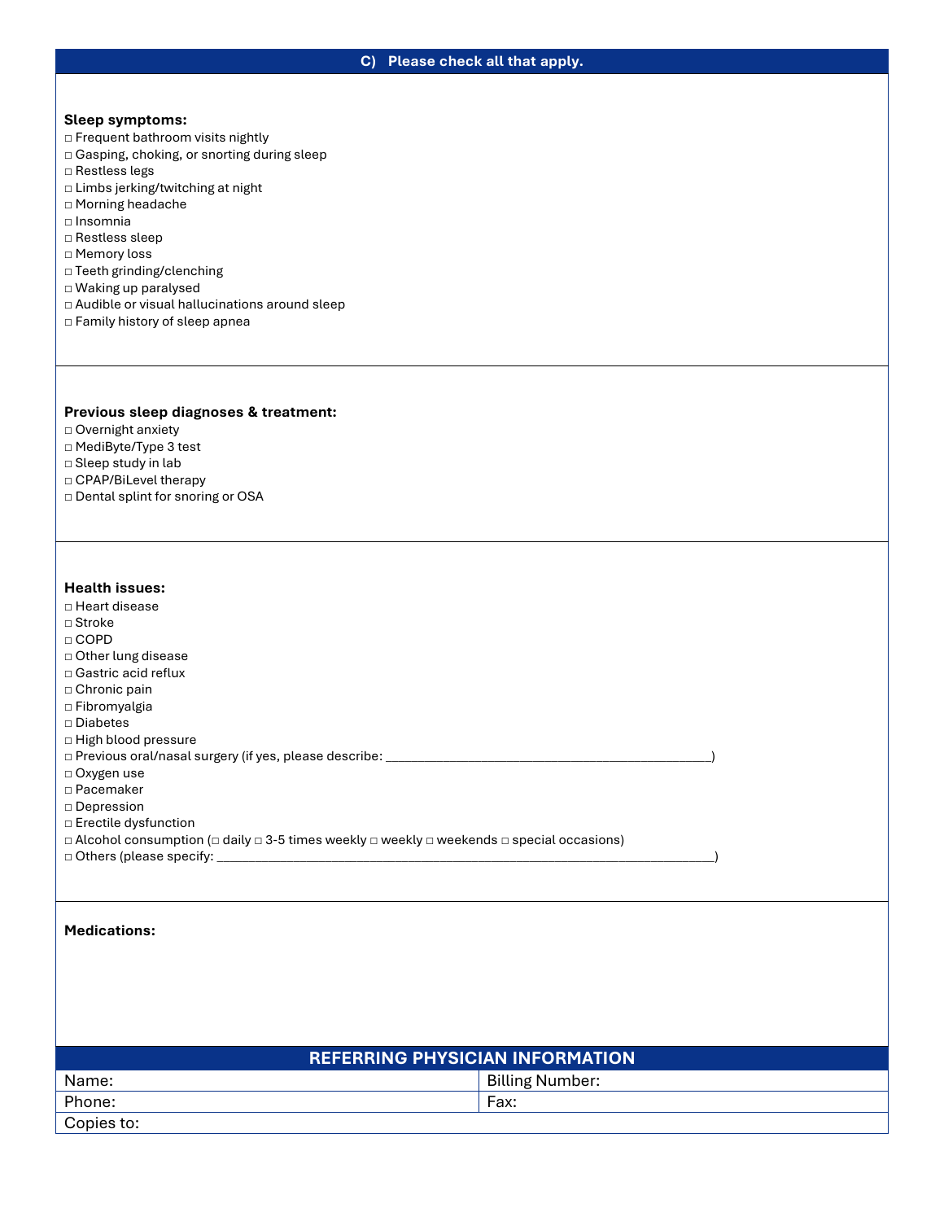## C) Please check all that apply.

**Sleep symptoms:**
□ Frequent bathroom visits nightly
□ Gasping, choking, or snorting during sleep
□ Restless legs
□ Limbs jerking/twitching at night
□ Morning headache
□ Insomnia
□ Restless sleep
□ Memory loss
□ Teeth grinding/clenching
□ Waking up paralysed
□ Audible or visual hallucinations around sleep
□ Family history of sleep apnea

**Previous sleep diagnoses & treatment:**
□ Overnight anxiety
□ MediByte/Type 3 test
□ Sleep study in lab
□ CPAP/BiLevel therapy
□ Dental splint for snoring or OSA

**Health issues:**
□ Heart disease
□ Stroke
□ COPD
□ Other lung disease
□ Gastric acid reflux
□ Chronic pain
□ Fibromyalgia
□ Diabetes
□ High blood pressure
□ Previous oral/nasal surgery (if yes, please describe: ____________________________________________)
□ Oxygen use
□ Pacemaker
□ Depression
□ Erectile dysfunction
□ Alcohol consumption (□ daily □ 3-5 times weekly □ weekly □ weekends □ special occasions)
□ Others (please specify: ____________________________________________________________________)

**Medications:**

## REFERRING PHYSICIAN INFORMATION

| | |
|---|---|
| Name: | Billing Number: |
| Phone: | Fax: |
| Copies to: | |